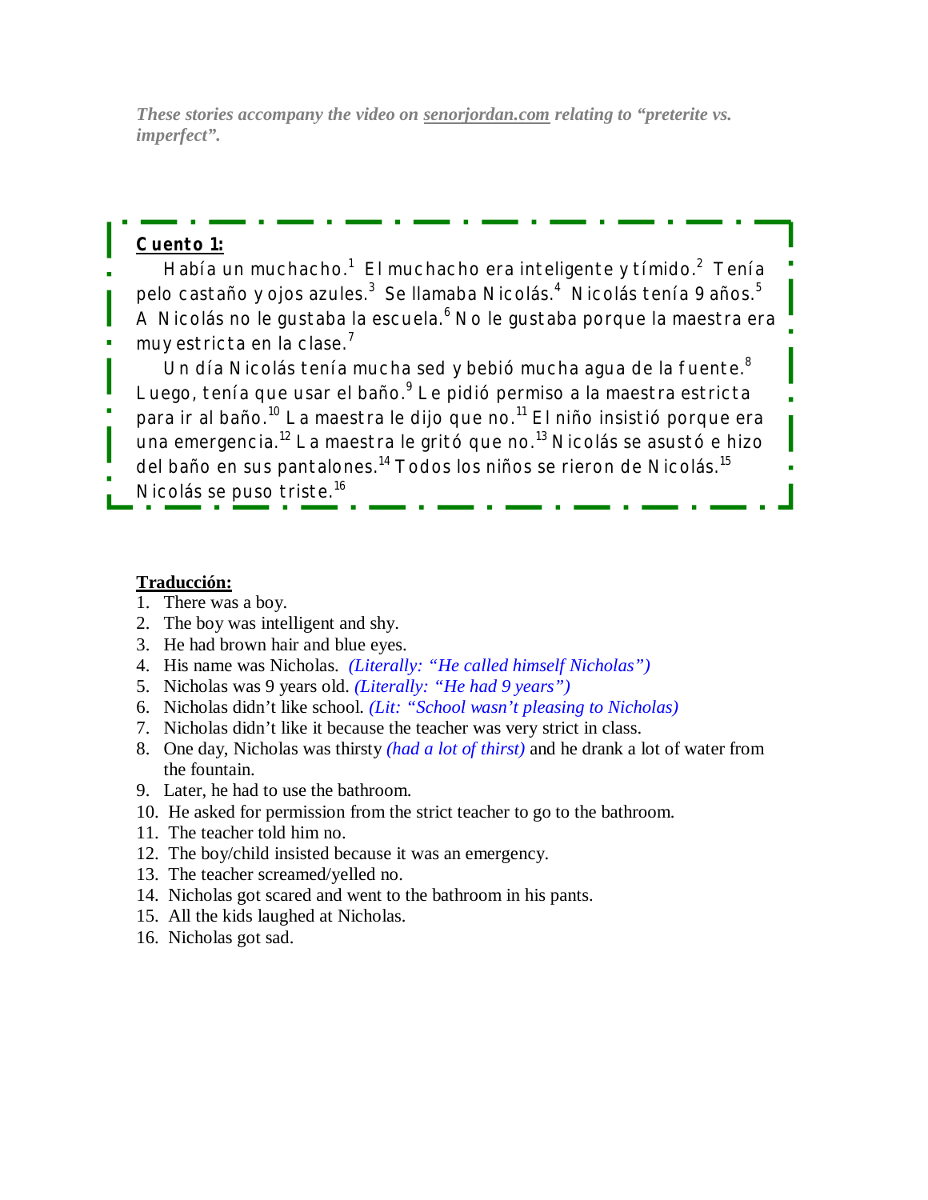*These stories accompany the video on senorjordan.com relating to "preterite vs. imperfect".*

**Cuento 1:**

Había un muchacho.[1] El muchacho era inteligente y tímido.[2] Tenía pelo castaño y ojos azules.[3] Se llamaba Nicolás.[4] Nicolás tenía 9 años.[5] A Nicolás no le gustaba la escuela.[6] No le gustaba porque la maestra era muy estricta en la clase.[7]

Un día Nicolás tenía mucha sed y bebió mucha agua de la fuente.[8] Luego, tenía que usar el baño.[9] Le pidió permiso a la maestra estricta para ir al baño.[10] La maestra le dijo que no.[11] El niño insistió porque era una emergencia.[12] La maestra le gritó que no.[13] Nicolás se asustó e hizo del baño en sus pantalones.[14] Todos los niños se rieron de Nicolás.[15] Nicolás se puso triste.[16]

**Traducción:**

1. There was a boy.
2. The boy was intelligent and shy.
3. He had brown hair and blue eyes.
4. His name was Nicholas. *(Literally: "He called himself Nicholas")*
5. Nicholas was 9 years old. *(Literally: "He had 9 years")*
6. Nicholas didn't like school. *(Lit: "School wasn't pleasing to Nicholas)*
7. Nicholas didn't like it because the teacher was very strict in class.
8. One day, Nicholas was thirsty *(had a lot of thirst)* and he drank a lot of water from the fountain.
9. Later, he had to use the bathroom.
10. He asked for permission from the strict teacher to go to the bathroom.
11. The teacher told him no.
12. The boy/child insisted because it was an emergency.
13. The teacher screamed/yelled no.
14. Nicholas got scared and went to the bathroom in his pants.
15. All the kids laughed at Nicholas.
16. Nicholas got sad.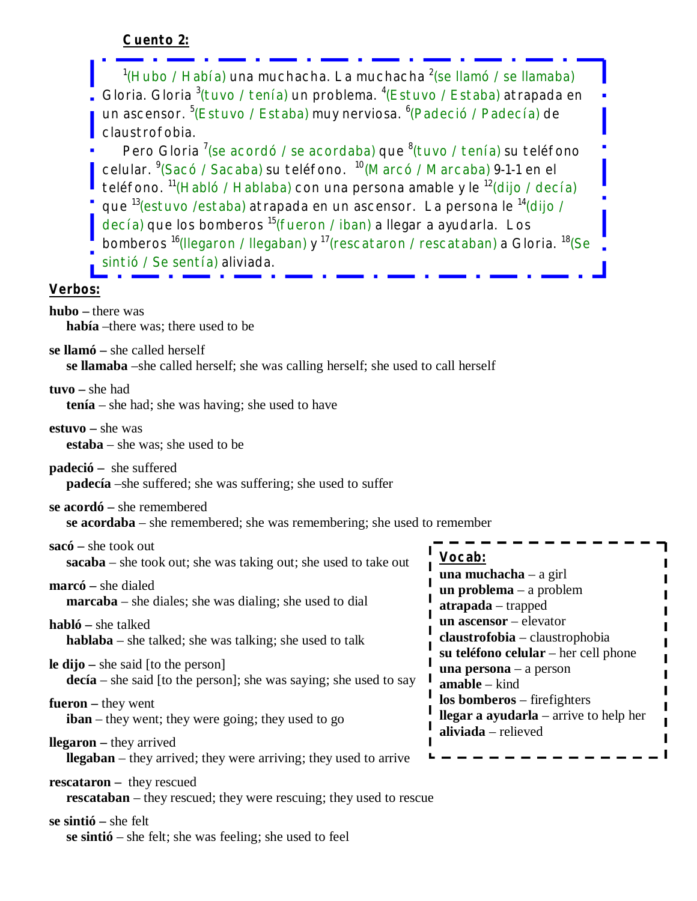**Cuento 2:**

[1](Hubo / Había) una muchacha. La muchacha [2](se llamó / se llamaba) Gloria. Gloria [3](tuvo / tenía) un problema. [4](Estuvo / Estaba) atrapada en un ascensor. [5](Estuvo / Estaba) muy nerviosa. [6](Padeció / Padecía) de claustrofobia.

Pero Gloria [7](se acordó / se acordaba) que [8](tuvo / tenía) su teléfono celular. [9](Sacó / Sacaba) su teléfono. [10](Marcó / Marcaba) 9-1-1 en el teléfono. [11](Habló / Hablaba) con una persona amable y le [12](dijo / decía) que [13](estuvo /estaba) atrapada en un ascensor. La persona le [14](dijo / decía) que los bomberos [15](fueron / iban) a llegar a ayudarla. Los bomberos [16](llegaron / llegaban) y [17](rescataron / rescataban) a Gloria. [18](Se sintió / Se sentía) aliviada.

**Verbos:**

**hubo** – there was
**había** –there was; there used to be

**se llamó** – she called herself
**se llamaba** –she called herself; she was calling herself; she used to call herself

**tuvo** – she had
**tenía** – she had; she was having; she used to have

**estuvo** – she was
**estaba** – she was; she used to be

**padeció** – she suffered
**padecía** –she suffered; she was suffering; she used to suffer

**se acordó** – she remembered
**se acordaba** – she remembered; she was remembering; she used to remember

**sacó** – she took out
**sacaba** – she took out; she was taking out; she used to take out

**marcó** – she dialed
**marcaba** – she diales; she was dialing; she used to dial

**habló** – she talked
**hablaba** – she talked; she was talking; she used to talk

**le dijo** – she said [to the person]
**decía** – she said [to the person]; she was saying; she used to say

**fueron** – they went
**iban** – they went; they were going; they used to go

**llegaron** – they arrived
**llegaban** – they arrived; they were arriving; they used to arrive

**rescataron** – they rescued
**rescataban** – they rescued; they were rescuing; they used to rescue

**se sintió** – she felt
**se sintió** – she felt; she was feeling; she used to feel

**Vocab:**
**una muchacha** – a girl
**un problema** – a problem
**atrapada** – trapped
**un ascensor** – elevator
**claustrofobia** – claustrophobia
**su teléfono celular** – her cell phone
**una persona** – a person
**amable** – kind
**los bomberos** – firefighters
**llegar a ayudarla** – arrive to help her
**aliviada** – relieved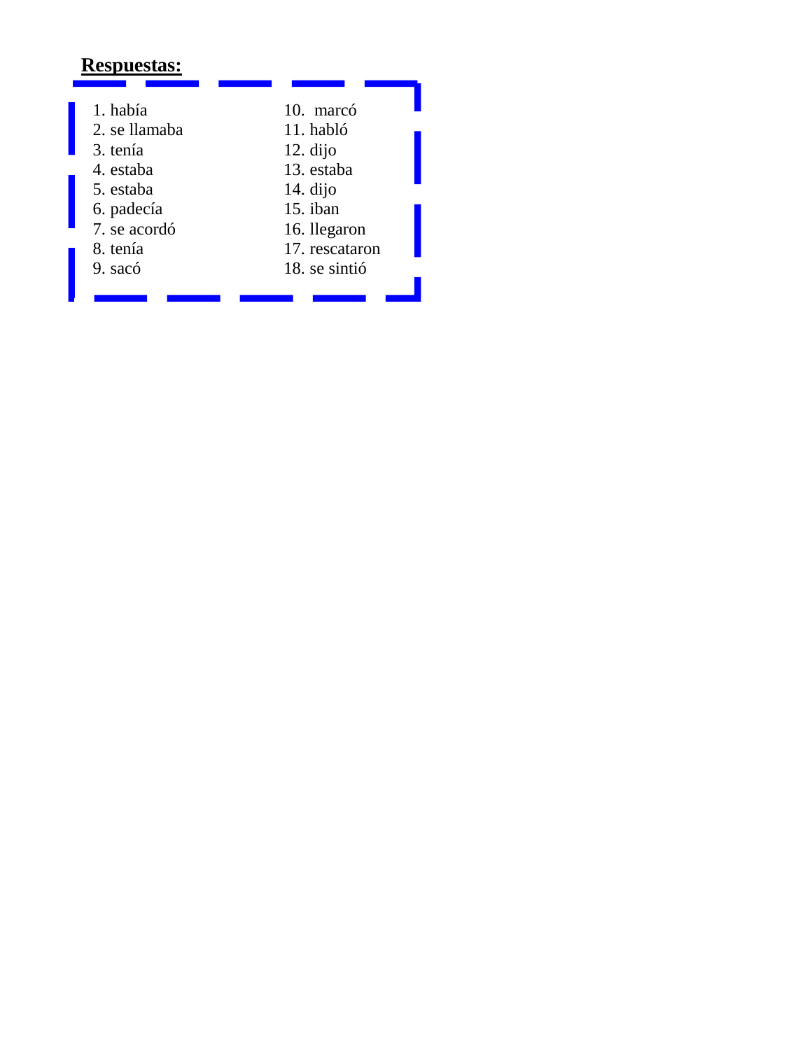**Respuestas:**

1. había
2. se llamaba
3. tenía
4. estaba
5. estaba
6. padecía
7. se acordó
8. tenía
9. sacó
10. marcó
11. habló
12. dijo
13. estaba
14. dijo
15. iban
16. llegaron
17. rescataron
18. se sintió